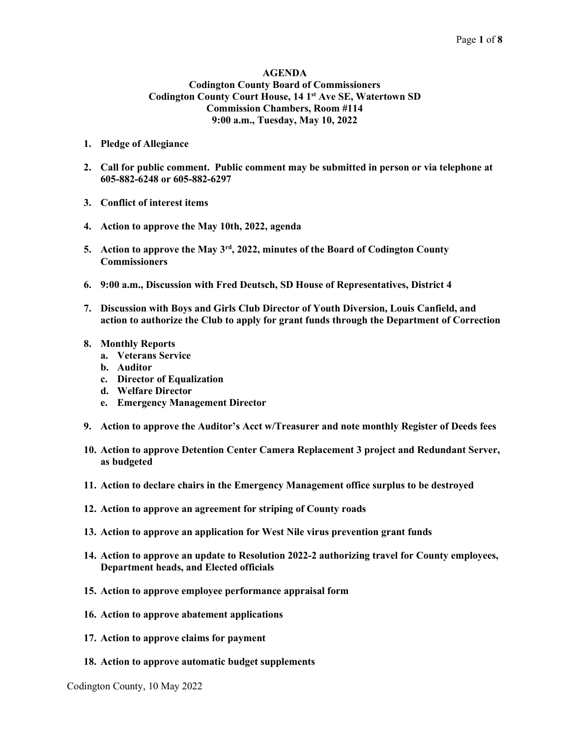**AGENDA**
**Codington County Board of Commissioners**
**Codington County Court House, 14 1st Ave SE, Watertown SD**
**Commission Chambers, Room #114**
**9:00 a.m., Tuesday, May 10, 2022**

1. **Pledge of Allegiance**

2. **Call for public comment. Public comment may be submitted in person or via telephone at 605-882-6248 or 605-882-6297**

3. **Conflict of interest items**

4. **Action to approve the May 10th, 2022, agenda**

5. **Action to approve the May 3rd, 2022, minutes of the Board of Codington County Commissioners**

6. **9:00 a.m., Discussion with Fred Deutsch, SD House of Representatives, District 4**

7. **Discussion with Boys and Girls Club Director of Youth Diversion, Louis Canfield, and action to authorize the Club to apply for grant funds through the Department of Correction**

8. **Monthly Reports**
   a. **Veterans Service**
   b. **Auditor**
   c. **Director of Equalization**
   d. **Welfare Director**
   e. **Emergency Management Director**

9. **Action to approve the Auditor's Acct w/Treasurer and note monthly Register of Deeds fees**

10. **Action to approve Detention Center Camera Replacement 3 project and Redundant Server, as budgeted**

11. **Action to declare chairs in the Emergency Management office surplus to be destroyed**

12. **Action to approve an agreement for striping of County roads**

13. **Action to approve an application for West Nile virus prevention grant funds**

14. **Action to approve an update to Resolution 2022-2 authorizing travel for County employees, Department heads, and Elected officials**

15. **Action to approve employee performance appraisal form**

16. **Action to approve abatement applications**

17. **Action to approve claims for payment**

18. **Action to approve automatic budget supplements**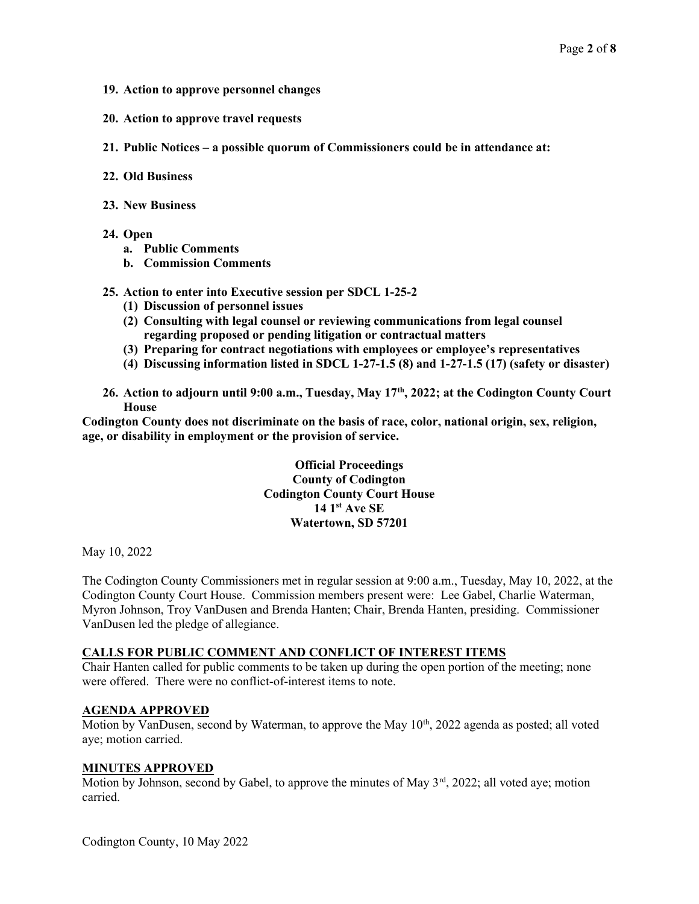**19. Action to approve personnel changes**

**20. Action to approve travel requests**

**21. Public Notices – a possible quorum of Commissioners could be in attendance at:**

**22. Old Business**

**23. New Business**

**24. Open**

- **a. Public Comments**
- **b. Commission Comments**

**25. Action to enter into Executive session per SDCL 1-25-2**

- **(1) Discussion of personnel issues**
- **(2) Consulting with legal counsel or reviewing communications from legal counsel regarding proposed or pending litigation or contractual matters**
- **(3) Preparing for contract negotiations with employees or employee's representatives**
- **(4) Discussing information listed in SDCL 1-27-1.5 (8) and 1-27-1.5 (17) (safety or disaster)**

**26. Action to adjourn until 9:00 a.m., Tuesday, May 17th, 2022; at the Codington County Court House**

**Codington County does not discriminate on the basis of race, color, national origin, sex, religion, age, or disability in employment or the provision of service.**

**Official Proceedings**
**County of Codington**
**Codington County Court House**
**14 1st Ave SE**
**Watertown, SD 57201**

May 10, 2022

The Codington County Commissioners met in regular session at 9:00 a.m., Tuesday, May 10, 2022, at the Codington County Court House. Commission members present were: Lee Gabel, Charlie Waterman, Myron Johnson, Troy VanDusen and Brenda Hanten; Chair, Brenda Hanten, presiding. Commissioner VanDusen led the pledge of allegiance.

**CALLS FOR PUBLIC COMMENT AND CONFLICT OF INTEREST ITEMS**

Chair Hanten called for public comments to be taken up during the open portion of the meeting; none were offered. There were no conflict-of-interest items to note.

**AGENDA APPROVED**

Motion by VanDusen, second by Waterman, to approve the May 10th, 2022 agenda as posted; all voted aye; motion carried.

**MINUTES APPROVED**

Motion by Johnson, second by Gabel, to approve the minutes of May 3rd, 2022; all voted aye; motion carried.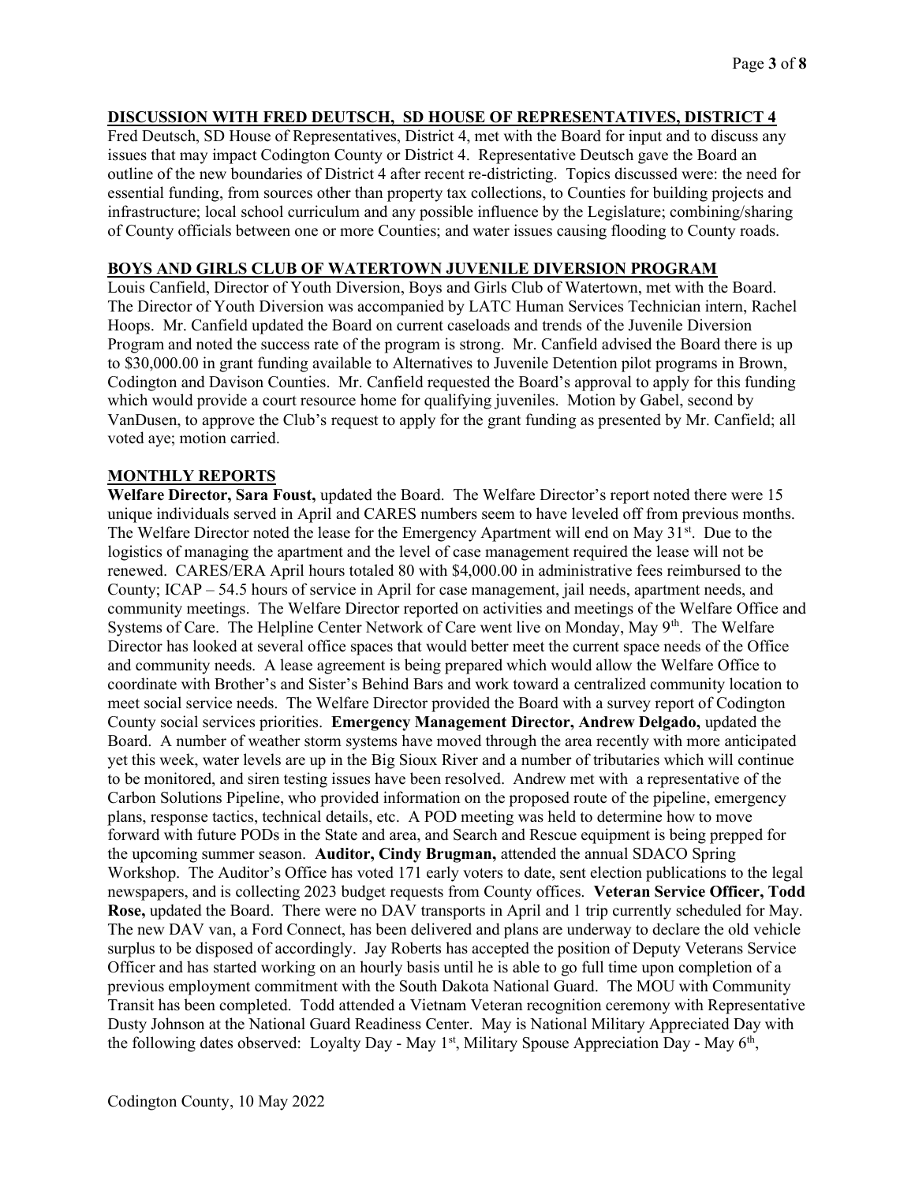**DISCUSSION WITH FRED DEUTSCH, SD HOUSE OF REPRESENTATIVES, DISTRICT 4**

Fred Deutsch, SD House of Representatives, District 4, met with the Board for input and to discuss any issues that may impact Codington County or District 4. Representative Deutsch gave the Board an outline of the new boundaries of District 4 after recent re-districting. Topics discussed were: the need for essential funding, from sources other than property tax collections, to Counties for building projects and infrastructure; local school curriculum and any possible influence by the Legislature; combining/sharing of County officials between one or more Counties; and water issues causing flooding to County roads.

**BOYS AND GIRLS CLUB OF WATERTOWN JUVENILE DIVERSION PROGRAM**

Louis Canfield, Director of Youth Diversion, Boys and Girls Club of Watertown, met with the Board. The Director of Youth Diversion was accompanied by LATC Human Services Technician intern, Rachel Hoops. Mr. Canfield updated the Board on current caseloads and trends of the Juvenile Diversion Program and noted the success rate of the program is strong. Mr. Canfield advised the Board there is up to $30,000.00 in grant funding available to Alternatives to Juvenile Detention pilot programs in Brown, Codington and Davison Counties. Mr. Canfield requested the Board's approval to apply for this funding which would provide a court resource home for qualifying juveniles. Motion by Gabel, second by VanDusen, to approve the Club's request to apply for the grant funding as presented by Mr. Canfield; all voted aye; motion carried.

**MONTHLY REPORTS**

**Welfare Director, Sara Foust,** updated the Board. The Welfare Director's report noted there were 15 unique individuals served in April and CARES numbers seem to have leveled off from previous months. The Welfare Director noted the lease for the Emergency Apartment will end on May 31st. Due to the logistics of managing the apartment and the level of case management required the lease will not be renewed. CARES/ERA April hours totaled 80 with $4,000.00 in administrative fees reimbursed to the County; ICAP – 54.5 hours of service in April for case management, jail needs, apartment needs, and community meetings. The Welfare Director reported on activities and meetings of the Welfare Office and Systems of Care. The Helpline Center Network of Care went live on Monday, May 9th. The Welfare Director has looked at several office spaces that would better meet the current space needs of the Office and community needs. A lease agreement is being prepared which would allow the Welfare Office to coordinate with Brother's and Sister's Behind Bars and work toward a centralized community location to meet social service needs. The Welfare Director provided the Board with a survey report of Codington County social services priorities. **Emergency Management Director, Andrew Delgado,** updated the Board. A number of weather storm systems have moved through the area recently with more anticipated yet this week, water levels are up in the Big Sioux River and a number of tributaries which will continue to be monitored, and siren testing issues have been resolved. Andrew met with a representative of the Carbon Solutions Pipeline, who provided information on the proposed route of the pipeline, emergency plans, response tactics, technical details, etc. A POD meeting was held to determine how to move forward with future PODs in the State and area, and Search and Rescue equipment is being prepped for the upcoming summer season. **Auditor, Cindy Brugman,** attended the annual SDACO Spring Workshop. The Auditor's Office has voted 171 early voters to date, sent election publications to the legal newspapers, and is collecting 2023 budget requests from County offices. **Veteran Service Officer, Todd Rose,** updated the Board. There were no DAV transports in April and 1 trip currently scheduled for May. The new DAV van, a Ford Connect, has been delivered and plans are underway to declare the old vehicle surplus to be disposed of accordingly. Jay Roberts has accepted the position of Deputy Veterans Service Officer and has started working on an hourly basis until he is able to go full time upon completion of a previous employment commitment with the South Dakota National Guard. The MOU with Community Transit has been completed. Todd attended a Vietnam Veteran recognition ceremony with Representative Dusty Johnson at the National Guard Readiness Center. May is National Military Appreciated Day with the following dates observed: Loyalty Day - May 1st, Military Spouse Appreciation Day - May 6th,

Codington County, 10 May 2022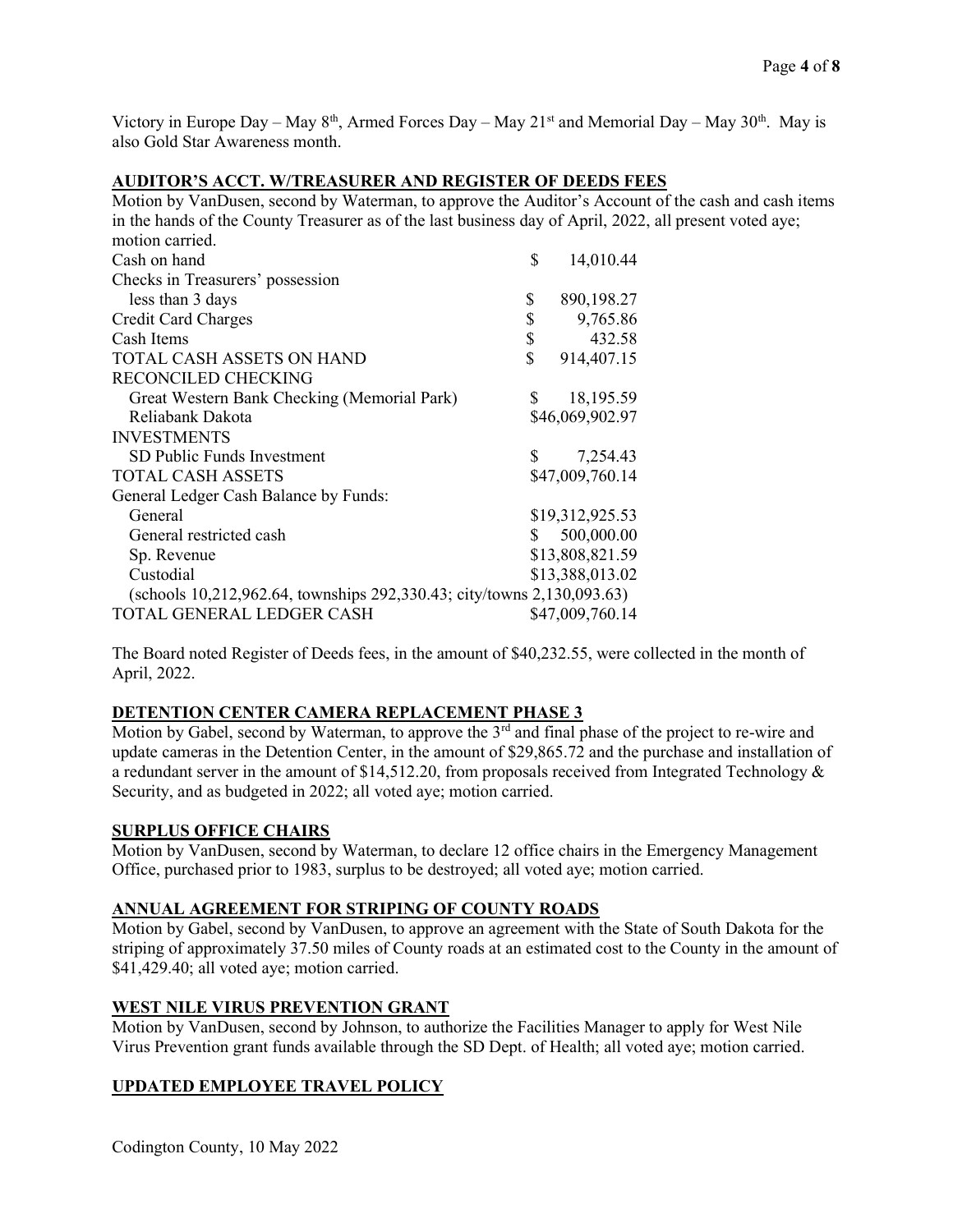Victory in Europe Day – May 8th, Armed Forces Day – May 21st and Memorial Day – May 30th. May is also Gold Star Awareness month.

**AUDITOR'S ACCT. W/TREASURER AND REGISTER OF DEEDS FEES**

Motion by VanDusen, second by Waterman, to approve the Auditor's Account of the cash and cash items in the hands of the County Treasurer as of the last business day of April, 2022, all present voted aye; motion carried.

| | |
|---|---|
| Cash on hand | $ 14,010.44 |
| Checks in Treasurers' possession less than 3 days | $ 890,198.27 |
| Credit Card Charges | $ 9,765.86 |
| Cash Items | $ 432.58 |
| TOTAL CASH ASSETS ON HAND | $ 914,407.15 |
| RECONCILED CHECKING | |
| Great Western Bank Checking (Memorial Park) | $ 18,195.59 |
| Reliabank Dakota | $46,069,902.97 |
| INVESTMENTS | |
| SD Public Funds Investment | $ 7,254.43 |
| TOTAL CASH ASSETS | $47,009,760.14 |
| General Ledger Cash Balance by Funds: | |
| General | $19,312,925.53 |
| General restricted cash | $ 500,000.00 |
| Sp. Revenue | $13,808,821.59 |
| Custodial | $13,388,013.02 |
| (schools 10,212,962.64, townships 292,330.43; city/towns 2,130,093.63) | |
| TOTAL GENERAL LEDGER CASH | $47,009,760.14 |

The Board noted Register of Deeds fees, in the amount of $40,232.55, were collected in the month of April, 2022.

**DETENTION CENTER CAMERA REPLACEMENT PHASE 3**

Motion by Gabel, second by Waterman, to approve the 3rd and final phase of the project to re-wire and update cameras in the Detention Center, in the amount of $29,865.72 and the purchase and installation of a redundant server in the amount of $14,512.20, from proposals received from Integrated Technology & Security, and as budgeted in 2022; all voted aye; motion carried.

**SURPLUS OFFICE CHAIRS**

Motion by VanDusen, second by Waterman, to declare 12 office chairs in the Emergency Management Office, purchased prior to 1983, surplus to be destroyed; all voted aye; motion carried.

**ANNUAL AGREEMENT FOR STRIPING OF COUNTY ROADS**

Motion by Gabel, second by VanDusen, to approve an agreement with the State of South Dakota for the striping of approximately 37.50 miles of County roads at an estimated cost to the County in the amount of $41,429.40; all voted aye; motion carried.

**WEST NILE VIRUS PREVENTION GRANT**

Motion by VanDusen, second by Johnson, to authorize the Facilities Manager to apply for West Nile Virus Prevention grant funds available through the SD Dept. of Health; all voted aye; motion carried.

**UPDATED EMPLOYEE TRAVEL POLICY**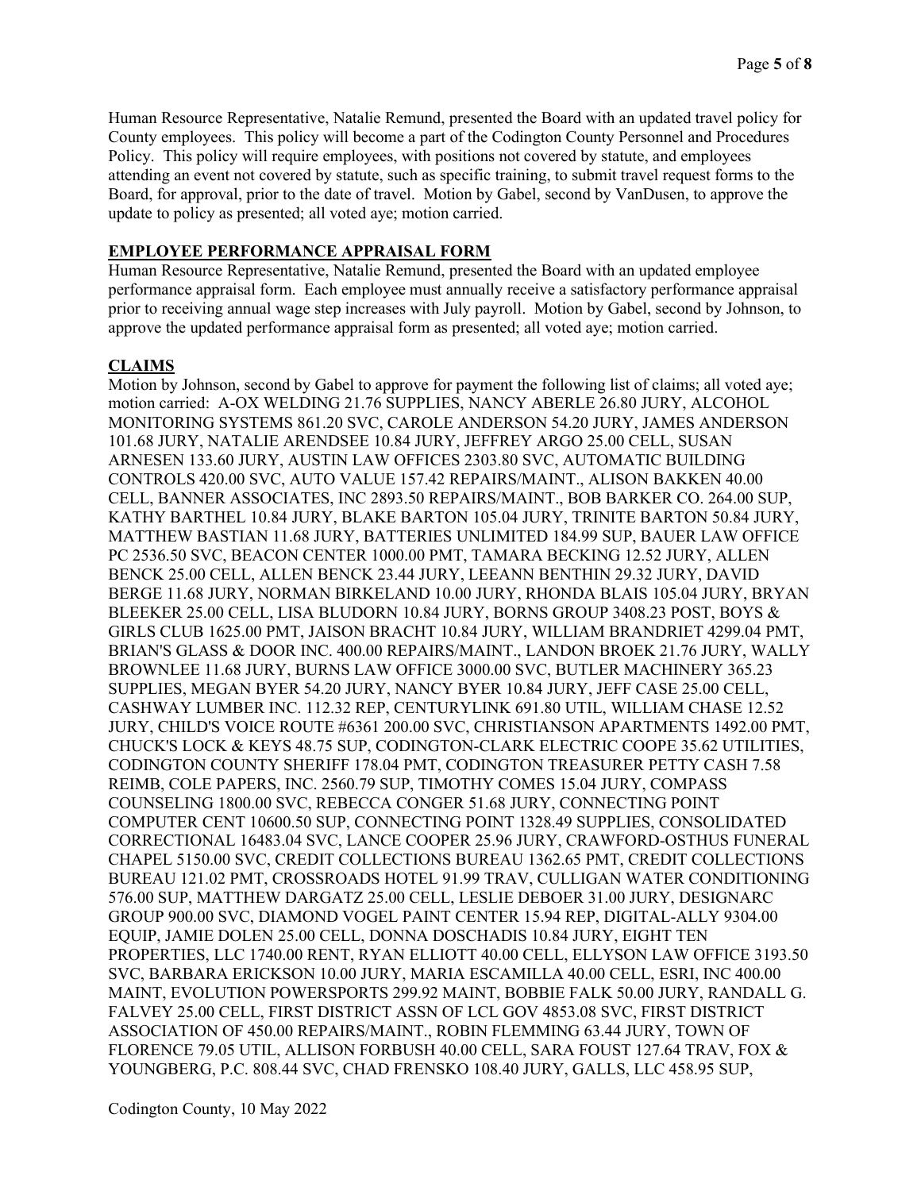Human Resource Representative, Natalie Remund, presented the Board with an updated travel policy for County employees. This policy will become a part of the Codington County Personnel and Procedures Policy. This policy will require employees, with positions not covered by statute, and employees attending an event not covered by statute, such as specific training, to submit travel request forms to the Board, for approval, prior to the date of travel. Motion by Gabel, second by VanDusen, to approve the update to policy as presented; all voted aye; motion carried.

## EMPLOYEE PERFORMANCE APPRAISAL FORM

Human Resource Representative, Natalie Remund, presented the Board with an updated employee performance appraisal form. Each employee must annually receive a satisfactory performance appraisal prior to receiving annual wage step increases with July payroll. Motion by Gabel, second by Johnson, to approve the updated performance appraisal form as presented; all voted aye; motion carried.

## CLAIMS

Motion by Johnson, second by Gabel to approve for payment the following list of claims; all voted aye; motion carried: A-OX WELDING 21.76 SUPPLIES, NANCY ABERLE 26.80 JURY, ALCOHOL MONITORING SYSTEMS 861.20 SVC, CAROLE ANDERSON 54.20 JURY, JAMES ANDERSON 101.68 JURY, NATALIE ARENDSEE 10.84 JURY, JEFFREY ARGO 25.00 CELL, SUSAN ARNESEN 133.60 JURY, AUSTIN LAW OFFICES 2303.80 SVC, AUTOMATIC BUILDING CONTROLS 420.00 SVC, AUTO VALUE 157.42 REPAIRS/MAINT., ALISON BAKKEN 40.00 CELL, BANNER ASSOCIATES, INC 2893.50 REPAIRS/MAINT., BOB BARKER CO. 264.00 SUP, KATHY BARTHEL 10.84 JURY, BLAKE BARTON 105.04 JURY, TRINITE BARTON 50.84 JURY, MATTHEW BASTIAN 11.68 JURY, BATTERIES UNLIMITED 184.99 SUP, BAUER LAW OFFICE PC 2536.50 SVC, BEACON CENTER 1000.00 PMT, TAMARA BECKING 12.52 JURY, ALLEN BENCK 25.00 CELL, ALLEN BENCK 23.44 JURY, LEEANN BENTHIN 29.32 JURY, DAVID BERGE 11.68 JURY, NORMAN BIRKELAND 10.00 JURY, RHONDA BLAIS 105.04 JURY, BRYAN BLEEKER 25.00 CELL, LISA BLUDORN 10.84 JURY, BORNS GROUP 3408.23 POST, BOYS & GIRLS CLUB 1625.00 PMT, JAISON BRACHT 10.84 JURY, WILLIAM BRANDRIET 4299.04 PMT, BRIAN'S GLASS & DOOR INC. 400.00 REPAIRS/MAINT., LANDON BROEK 21.76 JURY, WALLY BROWNLEE 11.68 JURY, BURNS LAW OFFICE 3000.00 SVC, BUTLER MACHINERY 365.23 SUPPLIES, MEGAN BYER 54.20 JURY, NANCY BYER 10.84 JURY, JEFF CASE 25.00 CELL, CASHWAY LUMBER INC. 112.32 REP, CENTURYLINK 691.80 UTIL, WILLIAM CHASE 12.52 JURY, CHILD'S VOICE ROUTE #6361 200.00 SVC, CHRISTIANSON APARTMENTS 1492.00 PMT, CHUCK'S LOCK & KEYS 48.75 SUP, CODINGTON-CLARK ELECTRIC COOPE 35.62 UTILITIES, CODINGTON COUNTY SHERIFF 178.04 PMT, CODINGTON TREASURER PETTY CASH 7.58 REIMB, COLE PAPERS, INC. 2560.79 SUP, TIMOTHY COMES 15.04 JURY, COMPASS COUNSELING 1800.00 SVC, REBECCA CONGER 51.68 JURY, CONNECTING POINT COMPUTER CENT 10600.50 SUP, CONNECTING POINT 1328.49 SUPPLIES, CONSOLIDATED CORRECTIONAL 16483.04 SVC, LANCE COOPER 25.96 JURY, CRAWFORD-OSTHUS FUNERAL CHAPEL 5150.00 SVC, CREDIT COLLECTIONS BUREAU 1362.65 PMT, CREDIT COLLECTIONS BUREAU 121.02 PMT, CROSSROADS HOTEL 91.99 TRAV, CULLIGAN WATER CONDITIONING 576.00 SUP, MATTHEW DARGATZ 25.00 CELL, LESLIE DEBOER 31.00 JURY, DESIGNARC GROUP 900.00 SVC, DIAMOND VOGEL PAINT CENTER 15.94 REP, DIGITAL-ALLY 9304.00 EQUIP, JAMIE DOLEN 25.00 CELL, DONNA DOSCHADIS 10.84 JURY, EIGHT TEN PROPERTIES, LLC 1740.00 RENT, RYAN ELLIOTT 40.00 CELL, ELLYSON LAW OFFICE 3193.50 SVC, BARBARA ERICKSON 10.00 JURY, MARIA ESCAMILLA 40.00 CELL, ESRI, INC 400.00 MAINT, EVOLUTION POWERSPORTS 299.92 MAINT, BOBBIE FALK 50.00 JURY, RANDALL G. FALVEY 25.00 CELL, FIRST DISTRICT ASSN OF LCL GOV 4853.08 SVC, FIRST DISTRICT ASSOCIATION OF 450.00 REPAIRS/MAINT., ROBIN FLEMMING 63.44 JURY, TOWN OF FLORENCE 79.05 UTIL, ALLISON FORBUSH 40.00 CELL, SARA FOUST 127.64 TRAV, FOX & YOUNGBERG, P.C. 808.44 SVC, CHAD FRENSKO 108.40 JURY, GALLS, LLC 458.95 SUP,

Codington County, 10 May 2022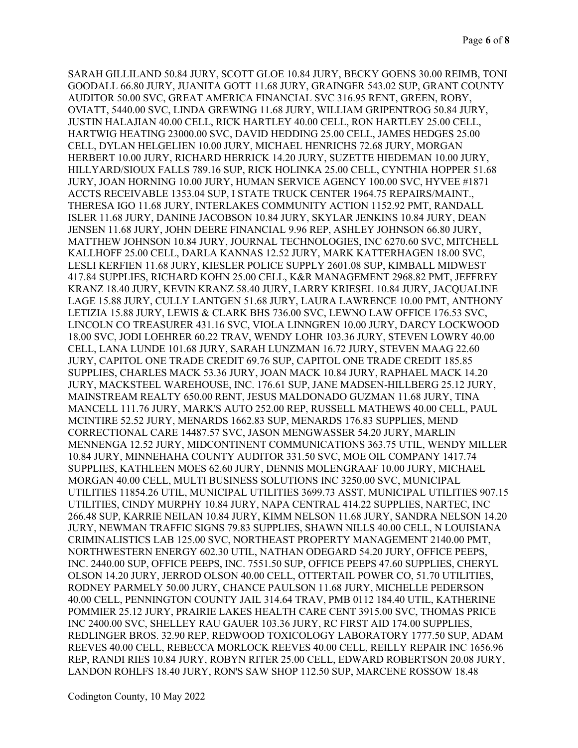SARAH GILLILAND 50.84 JURY, SCOTT GLOE 10.84 JURY, BECKY GOENS 30.00 REIMB, TONI GOODALL 66.80 JURY, JUANITA GOTT 11.68 JURY, GRAINGER 543.02 SUP, GRANT COUNTY AUDITOR 50.00 SVC, GREAT AMERICA FINANCIAL SVC 316.95 RENT, GREEN, ROBY, OVIATT, 5440.00 SVC, LINDA GREWING 11.68 JURY, WILLIAM GRIPENTROG 50.84 JURY, JUSTIN HALAJIAN 40.00 CELL, RICK HARTLEY 40.00 CELL, RON HARTLEY 25.00 CELL, HARTWIG HEATING 23000.00 SVC, DAVID HEDDING 25.00 CELL, JAMES HEDGES 25.00 CELL, DYLAN HELGELIEN 10.00 JURY, MICHAEL HENRICHS 72.68 JURY, MORGAN HERBERT 10.00 JURY, RICHARD HERRICK 14.20 JURY, SUZETTE HIEDEMAN 10.00 JURY, HILLYARD/SIOUX FALLS 789.16 SUP, RICK HOLINKA 25.00 CELL, CYNTHIA HOPPER 51.68 JURY, JOAN HORNING 10.00 JURY, HUMAN SERVICE AGENCY 100.00 SVC, HYVEE #1871 ACCTS RECEIVABLE 1353.04 SUP, I STATE TRUCK CENTER 1964.75 REPAIRS/MAINT., THERESA IGO 11.68 JURY, INTERLAKES COMMUNITY ACTION 1152.92 PMT, RANDALL ISLER 11.68 JURY, DANINE JACOBSON 10.84 JURY, SKYLAR JENKINS 10.84 JURY, DEAN JENSEN 11.68 JURY, JOHN DEERE FINANCIAL 9.96 REP, ASHLEY JOHNSON 66.80 JURY, MATTHEW JOHNSON 10.84 JURY, JOURNAL TECHNOLOGIES, INC 6270.60 SVC, MITCHELL KALLHOFF 25.00 CELL, DARLA KANNAS 12.52 JURY, MARK KATTERHAGEN 18.00 SVC, LESLI KERFIEN 11.68 JURY, KIESLER POLICE SUPPLY 2601.08 SUP, KIMBALL MIDWEST 417.84 SUPPLIES, RICHARD KOHN 25.00 CELL, K&R MANAGEMENT 2968.82 PMT, JEFFREY KRANZ 18.40 JURY, KEVIN KRANZ 58.40 JURY, LARRY KRIESEL 10.84 JURY, JACQUALINE LAGE 15.88 JURY, CULLY LANTGEN 51.68 JURY, LAURA LAWRENCE 10.00 PMT, ANTHONY LETIZIA 15.88 JURY, LEWIS & CLARK BHS 736.00 SVC, LEWNO LAW OFFICE 176.53 SVC, LINCOLN CO TREASURER 431.16 SVC, VIOLA LINNGREN 10.00 JURY, DARCY LOCKWOOD 18.00 SVC, JODI LOEHRER 60.22 TRAV, WENDY LOHR 103.36 JURY, STEVEN LOWRY 40.00 CELL, LANA LUNDE 101.68 JURY, SARAH LUNZMAN 16.72 JURY, STEVEN MAAG 22.60 JURY, CAPITOL ONE TRADE CREDIT 69.76 SUP, CAPITOL ONE TRADE CREDIT 185.85 SUPPLIES, CHARLES MACK 53.36 JURY, JOAN MACK 10.84 JURY, RAPHAEL MACK 14.20 JURY, MACKSTEEL WAREHOUSE, INC. 176.61 SUP, JANE MADSEN-HILLBERG 25.12 JURY, MAINSTREAM REALTY 650.00 RENT, JESUS MALDONADO GUZMAN 11.68 JURY, TINA MANCELL 111.76 JURY, MARK'S AUTO 252.00 REP, RUSSELL MATHEWS 40.00 CELL, PAUL MCINTIRE 52.52 JURY, MENARDS 1662.83 SUP, MENARDS 176.83 SUPPLIES, MEND CORRECTIONAL CARE 14487.57 SVC, JASON MENGWASSER 54.20 JURY, MARLIN MENNENGA 12.52 JURY, MIDCONTINENT COMMUNICATIONS 363.75 UTIL, WENDY MILLER 10.84 JURY, MINNEHAHA COUNTY AUDITOR 331.50 SVC, MOE OIL COMPANY 1417.74 SUPPLIES, KATHLEEN MOES 62.60 JURY, DENNIS MOLENGRAAF 10.00 JURY, MICHAEL MORGAN 40.00 CELL, MULTI BUSINESS SOLUTIONS INC 3250.00 SVC, MUNICIPAL UTILITIES 11854.26 UTIL, MUNICIPAL UTILITIES 3699.73 ASST, MUNICIPAL UTILITIES 907.15 UTILITIES, CINDY MURPHY 10.84 JURY, NAPA CENTRAL 414.22 SUPPLIES, NARTEC, INC 266.48 SUP, KARRIE NEILAN 10.84 JURY, KIMM NELSON 11.68 JURY, SANDRA NELSON 14.20 JURY, NEWMAN TRAFFIC SIGNS 79.83 SUPPLIES, SHAWN NILLS 40.00 CELL, N LOUISIANA CRIMINALISTICS LAB 125.00 SVC, NORTHEAST PROPERTY MANAGEMENT 2140.00 PMT, NORTHWESTERN ENERGY 602.30 UTIL, NATHAN ODEGARD 54.20 JURY, OFFICE PEEPS, INC. 2440.00 SUP, OFFICE PEEPS, INC. 7551.50 SUP, OFFICE PEEPS 47.60 SUPPLIES, CHERYL OLSON 14.20 JURY, JERROD OLSON 40.00 CELL, OTTERTAIL POWER CO, 51.70 UTILITIES, RODNEY PARMELY 50.00 JURY, CHANCE PAULSON 11.68 JURY, MICHELLE PEDERSON 40.00 CELL, PENNINGTON COUNTY JAIL 314.64 TRAV, PMB 0112 184.40 UTIL, KATHERINE POMMIER 25.12 JURY, PRAIRIE LAKES HEALTH CARE CENT 3915.00 SVC, THOMAS PRICE INC 2400.00 SVC, SHELLEY RAU GAUER 103.36 JURY, RC FIRST AID 174.00 SUPPLIES, REDLINGER BROS. 32.90 REP, REDWOOD TOXICOLOGY LABORATORY 1777.50 SUP, ADAM REEVES 40.00 CELL, REBECCA MORLOCK REEVES 40.00 CELL, REILLY REPAIR INC 1656.96 REP, RANDI RIES 10.84 JURY, ROBYN RITER 25.00 CELL, EDWARD ROBERTSON 20.08 JURY, LANDON ROHLFS 18.40 JURY, RON'S SAW SHOP 112.50 SUP, MARCENE ROSSOW 18.48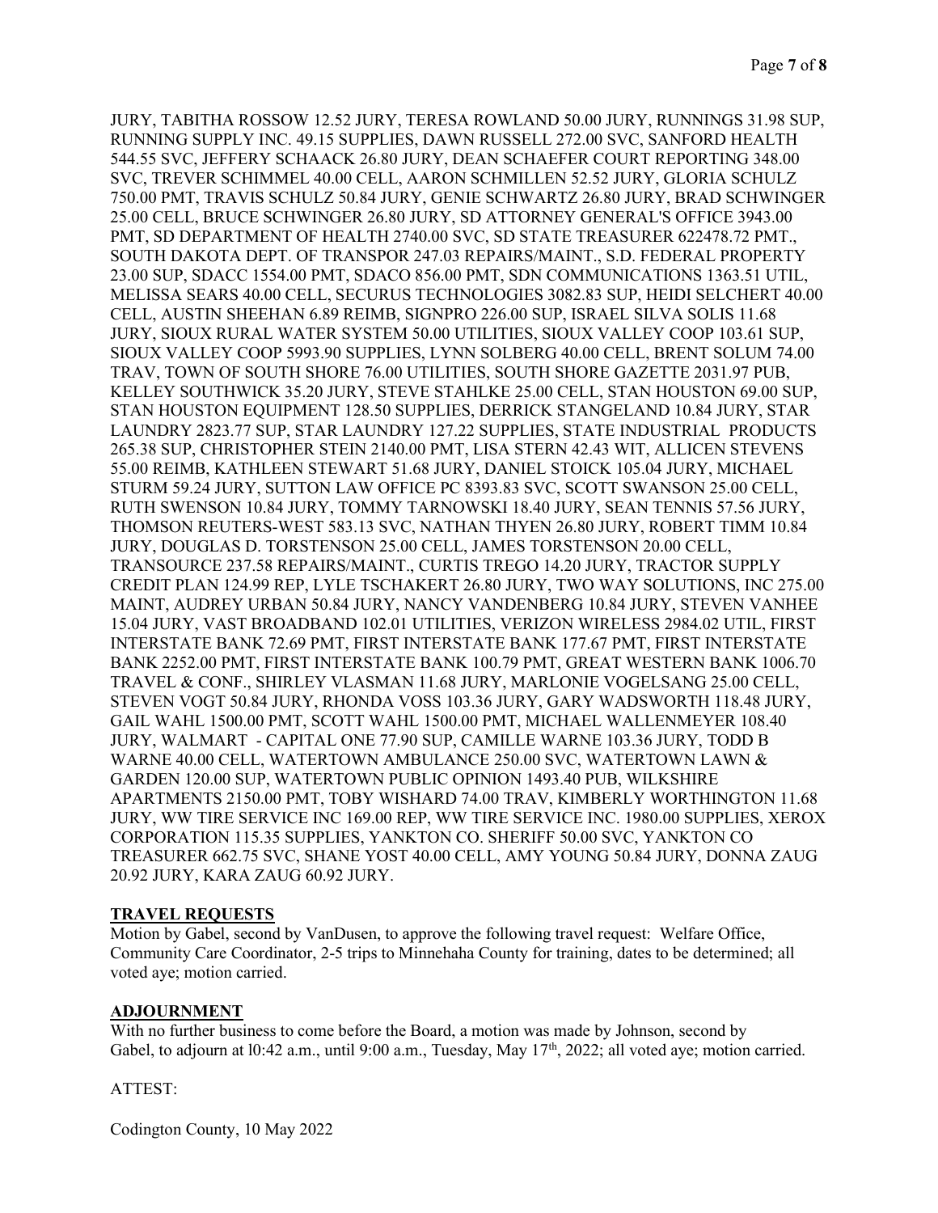JURY, TABITHA ROSSOW 12.52 JURY, TERESA ROWLAND 50.00 JURY, RUNNINGS 31.98 SUP, RUNNING SUPPLY INC. 49.15 SUPPLIES, DAWN RUSSELL 272.00 SVC, SANFORD HEALTH 544.55 SVC, JEFFERY SCHAACK 26.80 JURY, DEAN SCHAEFER COURT REPORTING 348.00 SVC, TREVER SCHIMMEL 40.00 CELL, AARON SCHMILLEN 52.52 JURY, GLORIA SCHULZ 750.00 PMT, TRAVIS SCHULZ 50.84 JURY, GENIE SCHWARTZ 26.80 JURY, BRAD SCHWINGER 25.00 CELL, BRUCE SCHWINGER 26.80 JURY, SD ATTORNEY GENERAL'S OFFICE 3943.00 PMT, SD DEPARTMENT OF HEALTH 2740.00 SVC, SD STATE TREASURER 622478.72 PMT., SOUTH DAKOTA DEPT. OF TRANSPOR 247.03 REPAIRS/MAINT., S.D. FEDERAL PROPERTY 23.00 SUP, SDACC 1554.00 PMT, SDACO 856.00 PMT, SDN COMMUNICATIONS 1363.51 UTIL, MELISSA SEARS 40.00 CELL, SECURUS TECHNOLOGIES 3082.83 SUP, HEIDI SELCHERT 40.00 CELL, AUSTIN SHEEHAN 6.89 REIMB, SIGNPRO 226.00 SUP, ISRAEL SILVA SOLIS 11.68 JURY, SIOUX RURAL WATER SYSTEM 50.00 UTILITIES, SIOUX VALLEY COOP 103.61 SUP, SIOUX VALLEY COOP 5993.90 SUPPLIES, LYNN SOLBERG 40.00 CELL, BRENT SOLUM 74.00 TRAV, TOWN OF SOUTH SHORE 76.00 UTILITIES, SOUTH SHORE GAZETTE 2031.97 PUB, KELLEY SOUTHWICK 35.20 JURY, STEVE STAHLKE 25.00 CELL, STAN HOUSTON 69.00 SUP, STAN HOUSTON EQUIPMENT 128.50 SUPPLIES, DERRICK STANGELAND 10.84 JURY, STAR LAUNDRY 2823.77 SUP, STAR LAUNDRY 127.22 SUPPLIES, STATE INDUSTRIAL PRODUCTS 265.38 SUP, CHRISTOPHER STEIN 2140.00 PMT, LISA STERN 42.43 WIT, ALLICEN STEVENS 55.00 REIMB, KATHLEEN STEWART 51.68 JURY, DANIEL STOICK 105.04 JURY, MICHAEL STURM 59.24 JURY, SUTTON LAW OFFICE PC 8393.83 SVC, SCOTT SWANSON 25.00 CELL, RUTH SWENSON 10.84 JURY, TOMMY TARNOWSKI 18.40 JURY, SEAN TENNIS 57.56 JURY, THOMSON REUTERS-WEST 583.13 SVC, NATHAN THYEN 26.80 JURY, ROBERT TIMM 10.84 JURY, DOUGLAS D. TORSTENSON 25.00 CELL, JAMES TORSTENSON 20.00 CELL, TRANSOURCE 237.58 REPAIRS/MAINT., CURTIS TREGO 14.20 JURY, TRACTOR SUPPLY CREDIT PLAN 124.99 REP, LYLE TSCHAKERT 26.80 JURY, TWO WAY SOLUTIONS, INC 275.00 MAINT, AUDREY URBAN 50.84 JURY, NANCY VANDENBERG 10.84 JURY, STEVEN VANHEE 15.04 JURY, VAST BROADBAND 102.01 UTILITIES, VERIZON WIRELESS 2984.02 UTIL, FIRST INTERSTATE BANK 72.69 PMT, FIRST INTERSTATE BANK 177.67 PMT, FIRST INTERSTATE BANK 2252.00 PMT, FIRST INTERSTATE BANK 100.79 PMT, GREAT WESTERN BANK 1006.70 TRAVEL & CONF., SHIRLEY VLASMAN 11.68 JURY, MARLONIE VOGELSANG 25.00 CELL, STEVEN VOGT 50.84 JURY, RHONDA VOSS 103.36 JURY, GARY WADSWORTH 118.48 JURY, GAIL WAHL 1500.00 PMT, SCOTT WAHL 1500.00 PMT, MICHAEL WALLENMEYER 108.40 JURY, WALMART - CAPITAL ONE 77.90 SUP, CAMILLE WARNE 103.36 JURY, TODD B WARNE 40.00 CELL, WATERTOWN AMBULANCE 250.00 SVC, WATERTOWN LAWN & GARDEN 120.00 SUP, WATERTOWN PUBLIC OPINION 1493.40 PUB, WILKSHIRE APARTMENTS 2150.00 PMT, TOBY WISHARD 74.00 TRAV, KIMBERLY WORTHINGTON 11.68 JURY, WW TIRE SERVICE INC 169.00 REP, WW TIRE SERVICE INC. 1980.00 SUPPLIES, XEROX CORPORATION 115.35 SUPPLIES, YANKTON CO. SHERIFF 50.00 SVC, YANKTON CO TREASURER 662.75 SVC, SHANE YOST 40.00 CELL, AMY YOUNG 50.84 JURY, DONNA ZAUG 20.92 JURY, KARA ZAUG 60.92 JURY.

**TRAVEL REQUESTS**

Motion by Gabel, second by VanDusen, to approve the following travel request: Welfare Office, Community Care Coordinator, 2-5 trips to Minnehaha County for training, dates to be determined; all voted aye; motion carried.

**ADJOURNMENT**

With no further business to come before the Board, a motion was made by Johnson, second by Gabel, to adjourn at 10:42 a.m., until 9:00 a.m., Tuesday, May 17th, 2022; all voted aye; motion carried.

ATTEST:

Codington County, 10 May 2022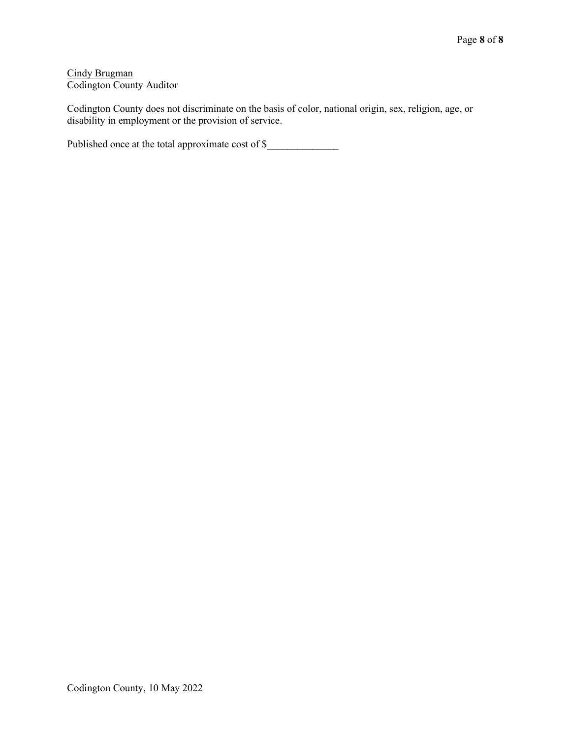Cindy Brugman
Codington County Auditor

Codington County does not discriminate on the basis of color, national origin, sex, religion, age, or disability in employment or the provision of service.

Published once at the total approximate cost of $______________